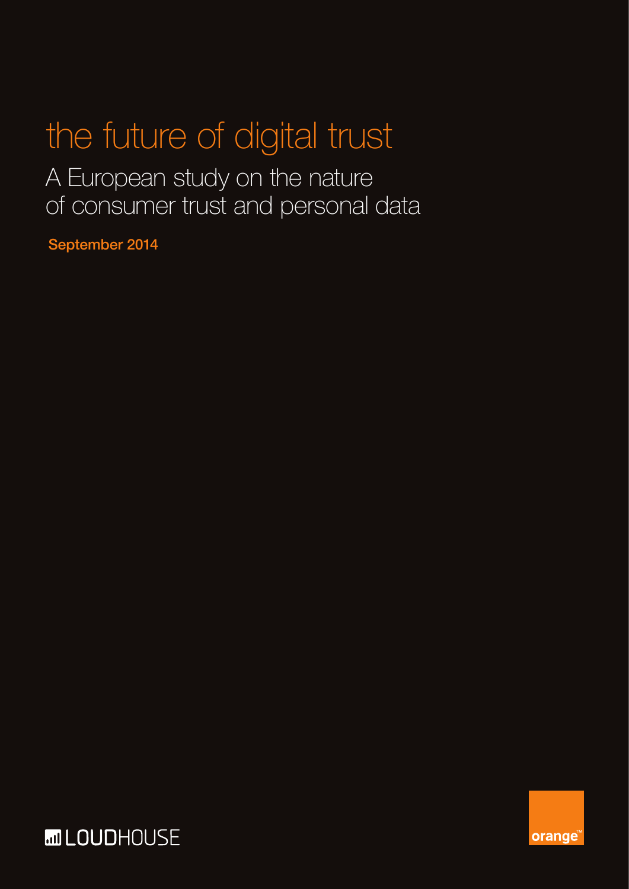# the future of digital trust

## A European study on the nature of consumer trust and personal data

**September 2014**

LOUDHOUSE

orange™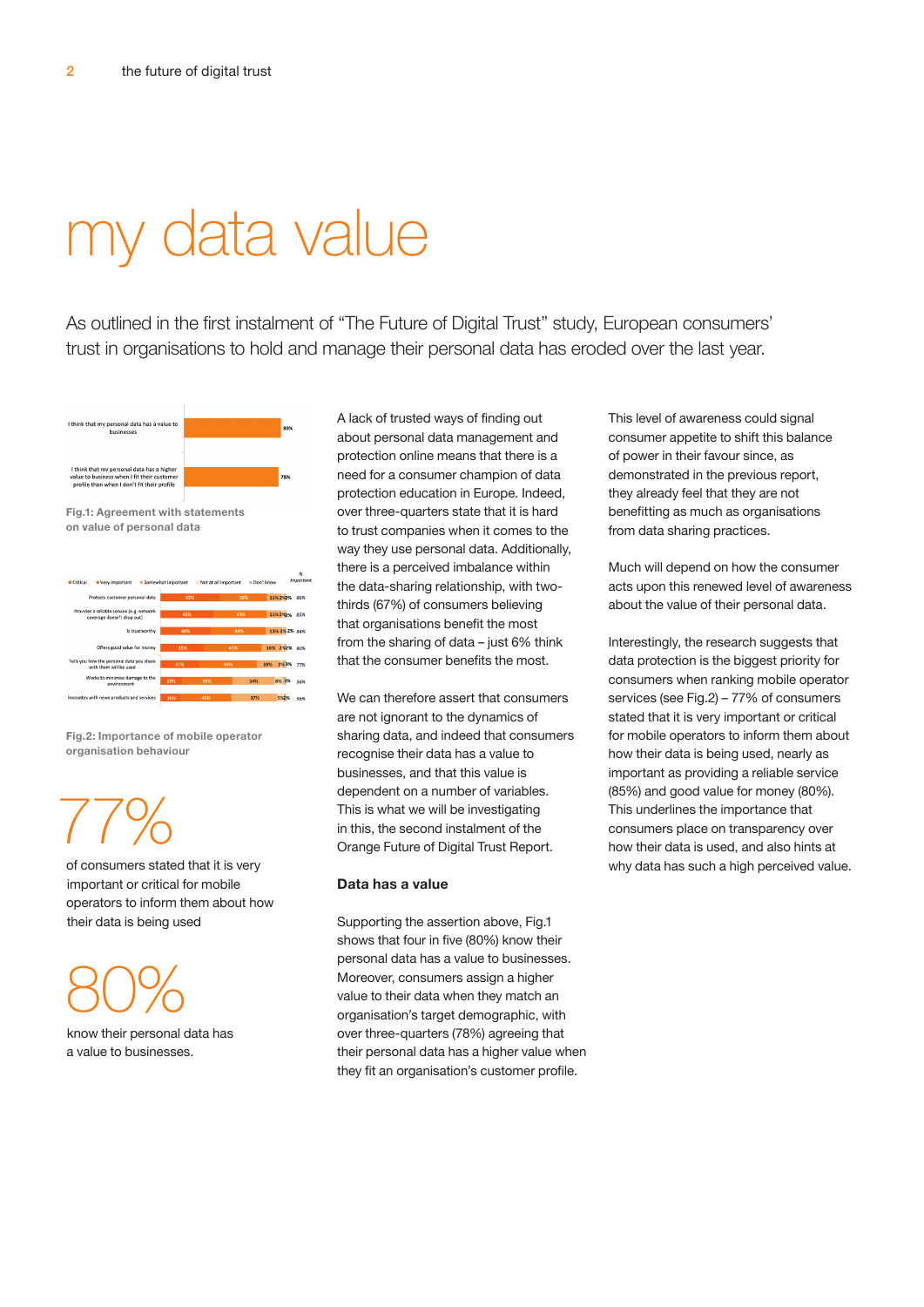# my data value

As outlined in the first instalment of "The Future of Digital Trust" study, European consumers' trust in organisations to hold and manage their personal data has eroded over the last year.

| Statement | % |
|---|---|
| I think that my personal data has a value to businesses | 80% |
| I think that my personal data has a higher value to business when I fit their customer profile than when I don't fit their profile | 78% |

**Fig.1: Agreement with statements on value of personal data**

| | Critical | Very important | Somewhat important | Not at all important | Don't know | % Important |
|---|---|---|---|---|---|---|
| Protects customer personal data | 47% | 39% | 11% | 2% | 2% | 86% |
| Provides a reliable service (e.g. network coverage doesn't drop out) | 42% | 43% | 11% | 2% | 2% | 85% |
| Is trustworthy | 40% | 44% | 13% | 1% | 2% | 84% |
| Offers good value for money | 35% | 45% | 16% | 2% | 2% | 80% |
| Tells you how the personal data you share with them will be used | 31% | 46% | 19% | 2% | 3% | 77% |
| Works to minimise damage to the environment | 17% | 39% | 34% | 6% | 3% | 56% |
| Innovates with news products and services | 16% | 40% | 37% | 5% | 2% | 56% |

**Fig.2: Importance of mobile operator organisation behaviour**

77%

of consumers stated that it is very important or critical for mobile operators to inform them about how their data is being used

80%

know their personal data has a value to businesses.

A lack of trusted ways of finding out about personal data management and protection online means that there is a need for a consumer champion of data protection education in Europe. Indeed, over three-quarters state that it is hard to trust companies when it comes to the way they use personal data. Additionally, there is a perceived imbalance within the data-sharing relationship, with two-thirds (67%) of consumers believing that organisations benefit the most from the sharing of data – just 6% think that the consumer benefits the most.

We can therefore assert that consumers are not ignorant to the dynamics of sharing data, and indeed that consumers recognise their data has a value to businesses, and that this value is dependent on a number of variables. This is what we will be investigating in this, the second instalment of the Orange Future of Digital Trust Report.

### Data has a value

Supporting the assertion above, Fig.1 shows that four in five (80%) know their personal data has a value to businesses. Moreover, consumers assign a higher value to their data when they match an organisation's target demographic, with over three-quarters (78%) agreeing that their personal data has a higher value when they fit an organisation's customer profile.

This level of awareness could signal consumer appetite to shift this balance of power in their favour since, as demonstrated in the previous report, they already feel that they are not benefitting as much as organisations from data sharing practices.

Much will depend on how the consumer acts upon this renewed level of awareness about the value of their personal data.

Interestingly, the research suggests that data protection is the biggest priority for consumers when ranking mobile operator services (see Fig.2) – 77% of consumers stated that it is very important or critical for mobile operators to inform them about how their data is being used, nearly as important as providing a reliable service (85%) and good value for money (80%). This underlines the importance that consumers place on transparency over how their data is used, and also hints at why data has such a high perceived value.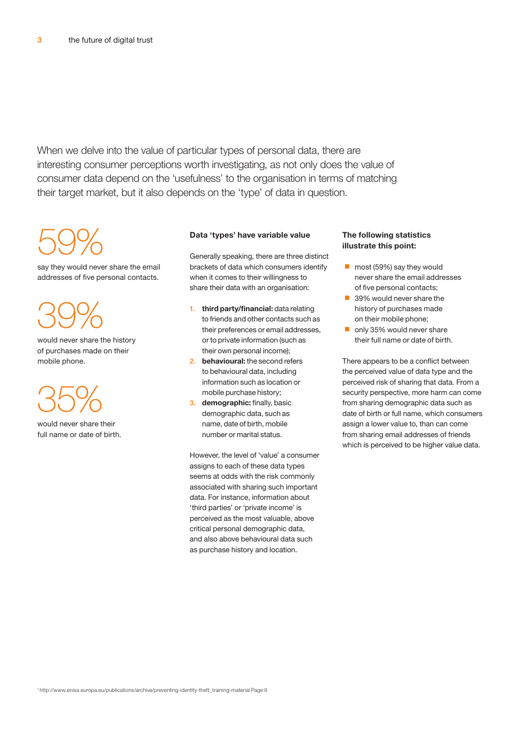When we delve into the value of particular types of personal data, there are interesting consumer perceptions worth investigating, as not only does the value of consumer data depend on the 'usefulness' to the organisation in terms of matching their target market, but it also depends on the 'type' of data in question.

59%

say they would never share the email addresses of five personal contacts.

39%

would never share the history of purchases made on their mobile phone.

35%

would never share their full name or date of birth.

**Data 'types' have variable value**

Generally speaking, there are three distinct brackets of data which consumers identify when it comes to their willingness to share their data with an organisation:

1. **third party/financial:** data relating to friends and other contacts such as their preferences or email addresses, or to private information (such as their own personal income);
2. **behavioural:** the second refers to behavioural data, including information such as location or mobile purchase history;
3. **demographic:** finally, basic demographic data, such as name, date of birth, mobile number or marital status.

However, the level of 'value' a consumer assigns to each of these data types seems at odds with the risk commonly associated with sharing such important data. For instance, information about 'third parties' or 'private income' is perceived as the most valuable, above critical personal demographic data, and also above behavioural data such as purchase history and location.

**The following statistics illustrate this point:**

- most (59%) say they would never share the email addresses of five personal contacts;
- 39% would never share the history of purchases made on their mobile phone;
- only 35% would never share their full name or date of birth.

There appears to be a conflict between the perceived value of data type and the perceived risk of sharing that data. From a security perspective, more harm can come from sharing demographic data such as date of birth or full name, which consumers assign a lower value to, than can come from sharing email addresses of friends which is perceived to be higher value data.

[1] http://www.enisa.europa.eu/publications/archive/preventing-identity-theft_training-material Page 8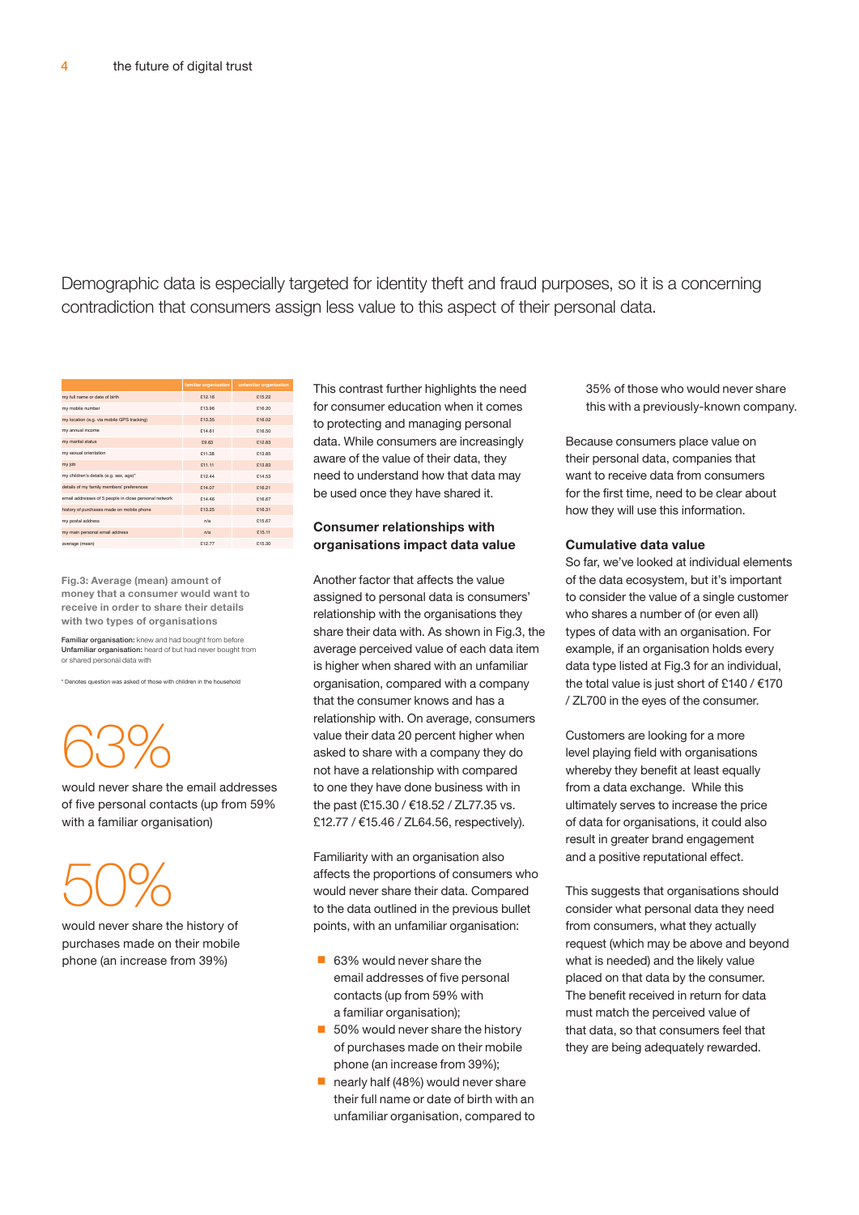Demographic data is especially targeted for identity theft and fraud purposes, so it is a concerning contradiction that consumers assign less value to this aspect of their personal data.

| | familiar organisation | unfamiliar organisation |
|---|---|---|
| my full name or date of birth | £12.16 | £15.22 |
| my mobile number | £13.96 | £16.20 |
| my location (e.g. via mobile GPS tracking) | £13.35 | £16.02 |
| my annual income | £14.61 | £16.50 |
| my marital status | £9.63 | £12.83 |
| my sexual orientation | £11.38 | £13.85 |
| my job | £11.11 | £13.83 |
| my children's details (e.g. sex, age)* | £12.44 | £14.53 |
| details of my family members' preferences | £14.07 | £16.21 |
| email addresses of 5 people in close personal network | £14.46 | £16.67 |
| history of purchases made on mobile phone | £13.25 | £16.31 |
| my postal address | n/a | £15.67 |
| my main personal email address | n/a | £15.11 |
| average (mean) | £12.77 | £15.30 |

**Fig.3: Average (mean) amount of money that a consumer would want to receive in order to share their details with two types of organisations**

**Familiar organisation:** knew and had bought from before
**Unfamiliar organisation:** heard of but had never bought from or shared personal data with

\* Denotes question was asked of those with children in the household

63%

would never share the email addresses of five personal contacts (up from 59% with a familiar organisation)

50%

would never share the history of purchases made on their mobile phone (an increase from 39%)

This contrast further highlights the need for consumer education when it comes to protecting and managing personal data. While consumers are increasingly aware of the value of their data, they need to understand how that data may be used once they have shared it.

### Consumer relationships with organisations impact data value

Another factor that affects the value assigned to personal data is consumers' relationship with the organisations they share their data with. As shown in Fig.3, the average perceived value of each data item is higher when shared with an unfamiliar organisation, compared with a company that the consumer knows and has a relationship with. On average, consumers value their data 20 percent higher when asked to share with a company they do not have a relationship with compared to one they have done business with in the past (£15.30 / €18.52 / ZL77.35 vs. £12.77 / €15.46 / ZL64.56, respectively).

Familiarity with an organisation also affects the proportions of consumers who would never share their data. Compared to the data outlined in the previous bullet points, with an unfamiliar organisation:

- 63% would never share the email addresses of five personal contacts (up from 59% with a familiar organisation);
- 50% would never share the history of purchases made on their mobile phone (an increase from 39%);
- nearly half (48%) would never share their full name or date of birth with an unfamiliar organisation, compared to 35% of those who would never share this with a previously-known company.

Because consumers place value on their personal data, companies that want to receive data from consumers for the first time, need to be clear about how they will use this information.

### Cumulative data value

So far, we've looked at individual elements of the data ecosystem, but it's important to consider the value of a single customer who shares a number of (or even all) types of data with an organisation. For example, if an organisation holds every data type listed at Fig.3 for an individual, the total value is just short of £140 / €170 / ZL700 in the eyes of the consumer.

Customers are looking for a more level playing field with organisations whereby they benefit at least equally from a data exchange. While this ultimately serves to increase the price of data for organisations, it could also result in greater brand engagement and a positive reputational effect.

This suggests that organisations should consider what personal data they need from consumers, what they actually request (which may be above and beyond what is needed) and the likely value placed on that data by the consumer. The benefit received in return for data must match the perceived value of that data, so that consumers feel that they are being adequately rewarded.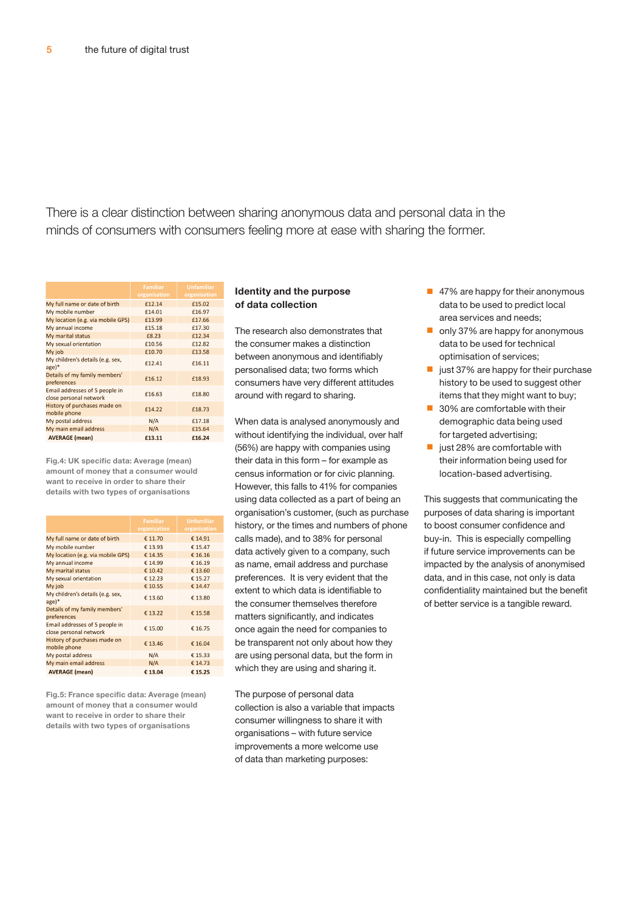There is a clear distinction between sharing anonymous data and personal data in the minds of consumers with consumers feeling more at ease with sharing the former.

| | Familiar organisation | Unfamiliar organisation |
|---|---|---|
| My full name or date of birth | £12.14 | £15.02 |
| My mobile number | £14.01 | £16.97 |
| My location (e.g. via mobile GPS) | £13.99 | £17.66 |
| My annual income | £15.18 | £17.30 |
| My marital status | £8.23 | £12.34 |
| My sexual orientation | £10.56 | £12.82 |
| My job | £10.70 | £13.58 |
| My children's details (e.g. sex, age)* | £12.41 | £16.11 |
| Details of my family members' preferences | £16.12 | £18.93 |
| Email addresses of 5 people in close personal network | £16.63 | £18.80 |
| History of purchases made on mobile phone | £14.22 | £18.73 |
| My postal address | N/A | £17.18 |
| My main email address | N/A | £15.64 |
| **AVERAGE (mean)** | **£13.11** | **£16.24** |

**Fig.4: UK specific data: Average (mean) amount of money that a consumer would want to receive in order to share their details with two types of organisations**

| | Familiar organisation | Unfamiliar organisation |
|---|---|---|
| My full name or date of birth | € 11.70 | € 14.91 |
| My mobile number | € 13.93 | € 15.47 |
| My location (e.g. via mobile GPS) | € 14.35 | € 16.16 |
| My annual income | € 14.99 | € 16.19 |
| My marital status | € 10.42 | € 13.60 |
| My sexual orientation | € 12.23 | € 15.27 |
| My job | € 10.55 | € 14.47 |
| My children's details (e.g. sex, age)* | € 13.60 | € 13.80 |
| Details of my family members' preferences | € 13.22 | € 15.58 |
| Email addresses of 5 people in close personal network | € 15.00 | € 16.75 |
| History of purchases made on mobile phone | € 13.46 | € 16.04 |
| My postal address | N/A | € 15.33 |
| My main email address | N/A | € 14.73 |
| **AVERAGE (mean)** | **€ 13.04** | **€ 15.25** |

**Fig.5: France specific data: Average (mean) amount of money that a consumer would want to receive in order to share their details with two types of organisations**

### Identity and the purpose of data collection

The research also demonstrates that the consumer makes a distinction between anonymous and identifiably personalised data; two forms which consumers have very different attitudes around with regard to sharing.

When data is analysed anonymously and without identifying the individual, over half (56%) are happy with companies using their data in this form – for example as census information or for civic planning. However, this falls to 41% for companies using data collected as a part of being an organisation's customer, (such as purchase history, or the times and numbers of phone calls made), and to 38% for personal data actively given to a company, such as name, email address and purchase preferences. It is very evident that the extent to which data is identifiable to the consumer themselves therefore matters significantly, and indicates once again the need for companies to be transparent not only about how they are using personal data, but the form in which they are using and sharing it.

The purpose of personal data collection is also a variable that impacts consumer willingness to share it with organisations – with future service improvements a more welcome use of data than marketing purposes:

- 47% are happy for their anonymous data to be used to predict local area services and needs;
- only 37% are happy for anonymous data to be used for technical optimisation of services;
- just 37% are happy for their purchase history to be used to suggest other items that they might want to buy;
- 30% are comfortable with their demographic data being used for targeted advertising;
- just 28% are comfortable with their information being used for location-based advertising.

This suggests that communicating the purposes of data sharing is important to boost consumer confidence and buy-in. This is especially compelling if future service improvements can be impacted by the analysis of anonymised data, and in this case, not only is data confidentiality maintained but the benefit of better service is a tangible reward.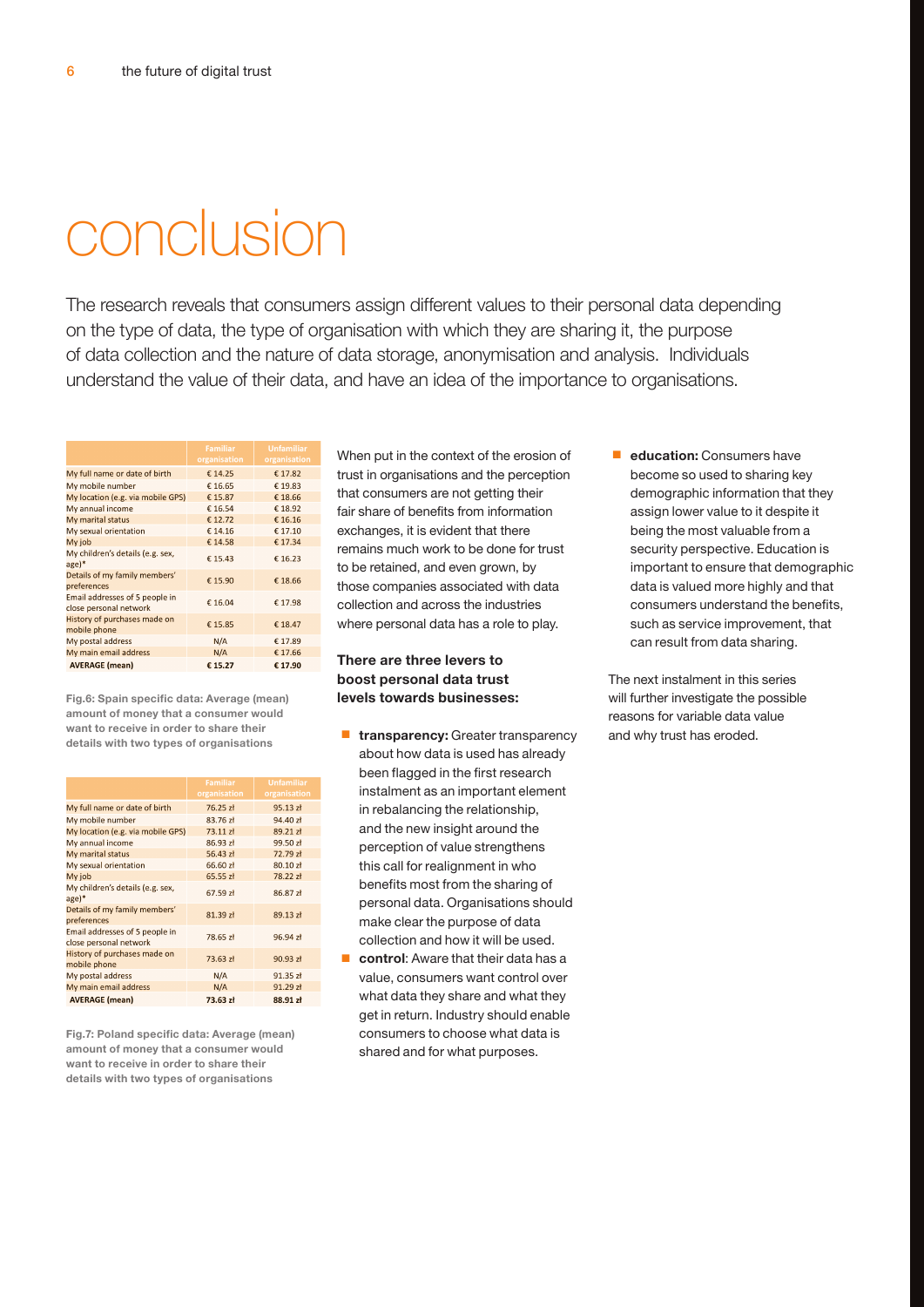# conclusion

The research reveals that consumers assign different values to their personal data depending on the type of data, the type of organisation with which they are sharing it, the purpose of data collection and the nature of data storage, anonymisation and analysis. Individuals understand the value of their data, and have an idea of the importance to organisations.

| | Familiar organisation | Unfamiliar organisation |
|---|---|---|
| My full name or date of birth | € 14.25 | € 17.82 |
| My mobile number | € 16.65 | € 19.83 |
| My location (e.g. via mobile GPS) | € 15.87 | € 18.66 |
| My annual income | € 16.54 | € 18.92 |
| My marital status | € 12.72 | € 16.16 |
| My sexual orientation | € 14.16 | € 17.10 |
| My job | € 14.58 | € 17.34 |
| My children's details (e.g. sex, age)* | € 15.43 | € 16.23 |
| Details of my family members' preferences | € 15.90 | € 18.66 |
| Email addresses of 5 people in close personal network | € 16.04 | € 17.98 |
| History of purchases made on mobile phone | € 15.85 | € 18.47 |
| My postal address | N/A | € 17.89 |
| My main email address | N/A | € 17.66 |
| **AVERAGE (mean)** | **€ 15.27** | **€ 17.90** |

**Fig.6: Spain specific data: Average (mean) amount of money that a consumer would want to receive in order to share their details with two types of organisations**

| | Familiar organisation | Unfamiliar organisation |
|---|---|---|
| My full name or date of birth | 76.25 zł | 95.13 zł |
| My mobile number | 83.76 zł | 94.40 zł |
| My location (e.g. via mobile GPS) | 73.11 zł | 89.21 zł |
| My annual income | 86.93 zł | 99.50 zł |
| My marital status | 56.43 zł | 72.79 zł |
| My sexual orientation | 66.60 zł | 80.10 zł |
| My job | 65.55 zł | 78.22 zł |
| My children's details (e.g. sex, age)* | 67.59 zł | 86.87 zł |
| Details of my family members' preferences | 81.39 zł | 89.13 zł |
| Email addresses of 5 people in close personal network | 78.65 zł | 96.94 zł |
| History of purchases made on mobile phone | 73.63 zł | 90.93 zł |
| My postal address | N/A | 91.35 zł |
| My main email address | N/A | 91.29 zł |
| **AVERAGE (mean)** | **73.63 zł** | **88.91 zł** |

**Fig.7: Poland specific data: Average (mean) amount of money that a consumer would want to receive in order to share their details with two types of organisations**

When put in the context of the erosion of trust in organisations and the perception that consumers are not getting their fair share of benefits from information exchanges, it is evident that there remains much work to be done for trust to be retained, and even grown, by those companies associated with data collection and across the industries where personal data has a role to play.

**There are three levers to boost personal data trust levels towards businesses:**

- **transparency:** Greater transparency about how data is used has already been flagged in the first research instalment as an important element in rebalancing the relationship, and the new insight around the perception of value strengthens this call for realignment in who benefits most from the sharing of personal data. Organisations should make clear the purpose of data collection and how it will be used.
- **control**: Aware that their data has a value, consumers want control over what data they share and what they get in return. Industry should enable consumers to choose what data is shared and for what purposes.
- **education:** Consumers have become so used to sharing key demographic information that they assign lower value to it despite it being the most valuable from a security perspective. Education is important to ensure that demographic data is valued more highly and that consumers understand the benefits, such as service improvement, that can result from data sharing.

The next instalment in this series will further investigate the possible reasons for variable data value and why trust has eroded.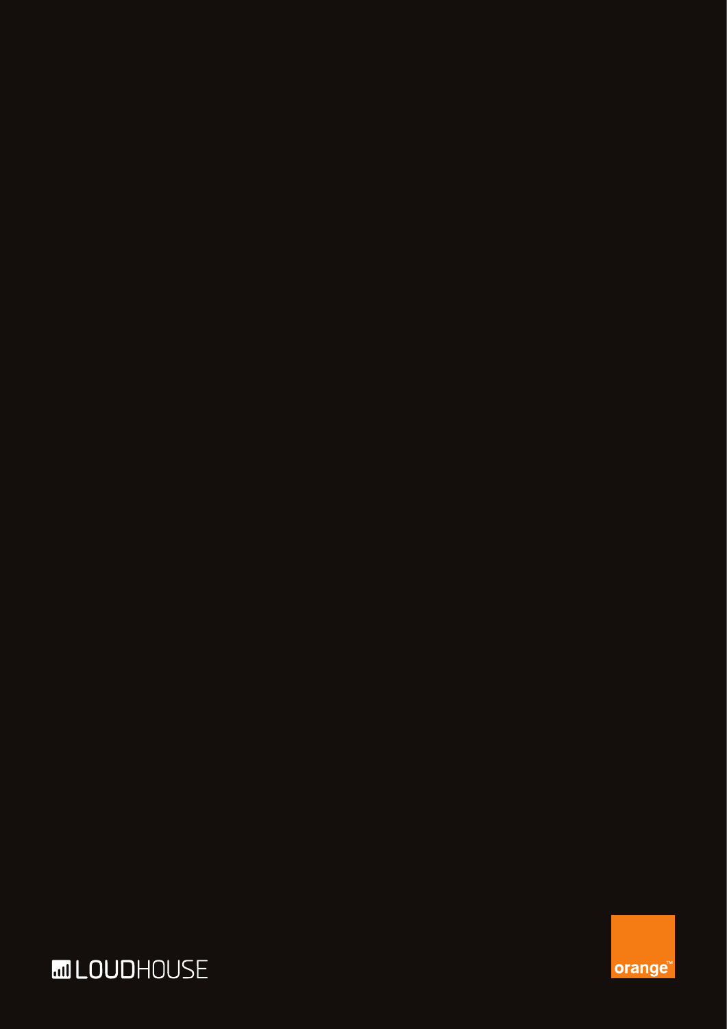LOUDHOUSE

orange™